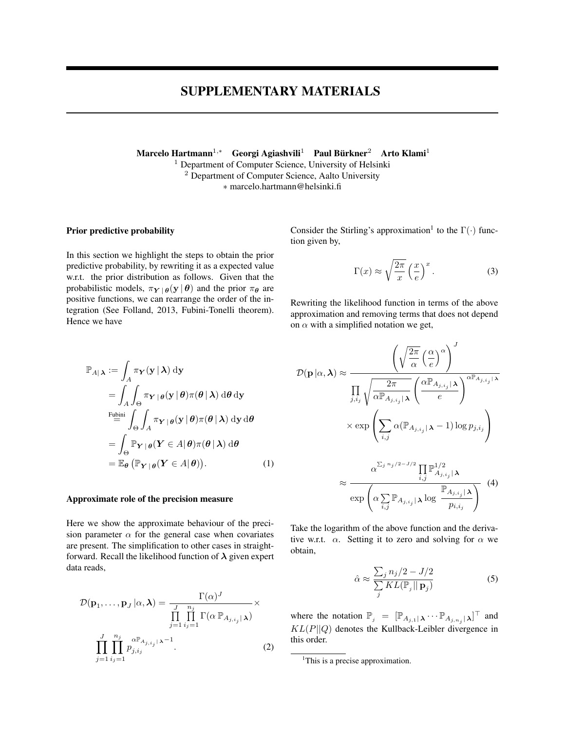# SUPPLEMENTARY MATERIALS

**Marcelo Hartmann**[1,*] **Georgi Agiashvili**[1] **Paul Bürkner**[2] **Arto Klami**[1]

[1] Department of Computer Science, University of Helsinki
[2] Department of Computer Science, Aalto University
* marcelo.hartmann@helsinki.fi

### Prior predictive probability

In this section we highlight the steps to obtain the prior predictive probability, by rewriting it as a expected value w.r.t. the prior distribution as follows. Given that the probabilistic models, $\pi_{\boldsymbol{Y}\,|\,\boldsymbol{\theta}}(\mathbf{y}\,|\,\boldsymbol{\theta})$ and the prior $\pi_{\boldsymbol{\theta}}$ are positive functions, we can rearrange the order of the integration (See Folland, 2013, Fubini-Tonelli theorem). Hence we have

$$
\begin{aligned}
\mathbb{P}_{A|\,\boldsymbol{\lambda}} &:= \int_A \pi_{\boldsymbol{Y}}(\mathbf{y}\,|\,\boldsymbol{\lambda})\,\mathrm{d}\mathbf{y} \\
&= \int_A \int_\Theta \pi_{\boldsymbol{Y}\,|\,\boldsymbol{\theta}}(\mathbf{y}\,|\,\boldsymbol{\theta})\pi(\boldsymbol{\theta}\,|\,\boldsymbol{\lambda})\,\mathrm{d}\boldsymbol{\theta}\,\mathrm{d}\mathbf{y} \\
&\overset{\text{Fubini}}{=} \int_\Theta \int_A \pi_{\boldsymbol{Y}\,|\,\boldsymbol{\theta}}(\mathbf{y}\,|\,\boldsymbol{\theta})\pi(\boldsymbol{\theta}\,|\,\boldsymbol{\lambda})\,\mathrm{d}\mathbf{y}\,\mathrm{d}\boldsymbol{\theta} \\
&= \int_\Theta \mathbb{P}_{\boldsymbol{Y}\,|\,\boldsymbol{\theta}}(\boldsymbol{Y}\in A|\,\boldsymbol{\theta})\pi(\boldsymbol{\theta}\,|\,\boldsymbol{\lambda})\,\mathrm{d}\boldsymbol{\theta} \\
&= \mathbb{E}_{\boldsymbol{\theta}}\left(\mathbb{P}_{\boldsymbol{Y}\,|\,\boldsymbol{\theta}}(\boldsymbol{Y}\in A|\,\boldsymbol{\theta})\right). \qquad (1)
\end{aligned}
$$

### Approximate role of the precision measure

Here we show the approximate behaviour of the precision parameter $\alpha$ for the general case when covariates are present. The simplification to other cases in straightforward. Recall the likelihood function of $\boldsymbol{\lambda}$ given expert data reads,

$$
\mathcal{D}(\mathbf{p}_1,\ldots,\mathbf{p}_J\,|\alpha,\boldsymbol{\lambda}) = \frac{\Gamma(\alpha)^J}{\prod_{j=1}^{J}\prod_{i_j=1}^{n_j}\Gamma(\alpha\,\mathbb{P}_{A_{j,i_j}|\,\boldsymbol{\lambda}})} \times \prod_{j=1}^{J}\prod_{i_j=1}^{n_j} p_{j,i_j}^{\alpha\mathbb{P}_{A_{j,i_j}|\,\boldsymbol{\lambda}}-1}. \qquad (2)
$$

Consider the Stirling's approximation[1] to the $\Gamma(\cdot)$ function given by,

$$
\Gamma(x) \approx \sqrt{\frac{2\pi}{x}}\left(\frac{x}{e}\right)^x. \qquad (3)
$$

Rewriting the likelihood function in terms of the above approximation and removing terms that does not depend on $\alpha$ with a simplified notation we get,

$$
\begin{aligned}
\mathcal{D}(\mathbf{p}\,|\alpha,\boldsymbol{\lambda}) &\approx \frac{\left(\sqrt{\frac{2\pi}{\alpha}}\left(\frac{\alpha}{e}\right)^\alpha\right)^J}{\prod_{j,i_j}\sqrt{\frac{2\pi}{\alpha\mathbb{P}_{A_{j,i_j}|\,\boldsymbol{\lambda}}}}\left(\frac{\alpha\mathbb{P}_{A_{j,i_j}|\,\boldsymbol{\lambda}}}{e}\right)^{\alpha\mathbb{P}_{A_{j,i_j}|\,\boldsymbol{\lambda}}}} \\
&\quad\times\exp\left(\sum_{i,j}\alpha(\mathbb{P}_{A_{j,i_j}|\,\boldsymbol{\lambda}}-1)\log p_{j,i_j}\right) \\
&\approx \frac{\alpha^{\sum_j n_j/2-J/2}\prod_{i,j}\mathbb{P}^{1/2}_{A_{j,i_j}|\,\boldsymbol{\lambda}}}{\exp\left(\alpha\sum_{i,j}\mathbb{P}_{A_{j,i_j}|\,\boldsymbol{\lambda}}\log\,\frac{\mathbb{P}_{A_{j,i_j}|\,\boldsymbol{\lambda}}}{p_{i,i_j}}\right)} \qquad (4)
\end{aligned}
$$

Take the logarithm of the above function and the derivative w.r.t. $\alpha$. Setting it to zero and solving for $\alpha$ we obtain,

$$
\hat{\alpha} \approx \frac{\sum_j n_j/2 - J/2}{\sum_j KL(\mathbb{P}_j\,||\,\mathbf{p}_j)} \qquad (5)
$$

where the notation $\mathbb{P}_j = [\mathbb{P}_{A_{j,1}|\,\boldsymbol{\lambda}}\cdots\mathbb{P}_{A_{j,n_j}|\,\boldsymbol{\lambda}}]^\top$ and $KL(P||Q)$ denotes the Kullback-Leibler divergence in this order.

[1] This is a precise approximation.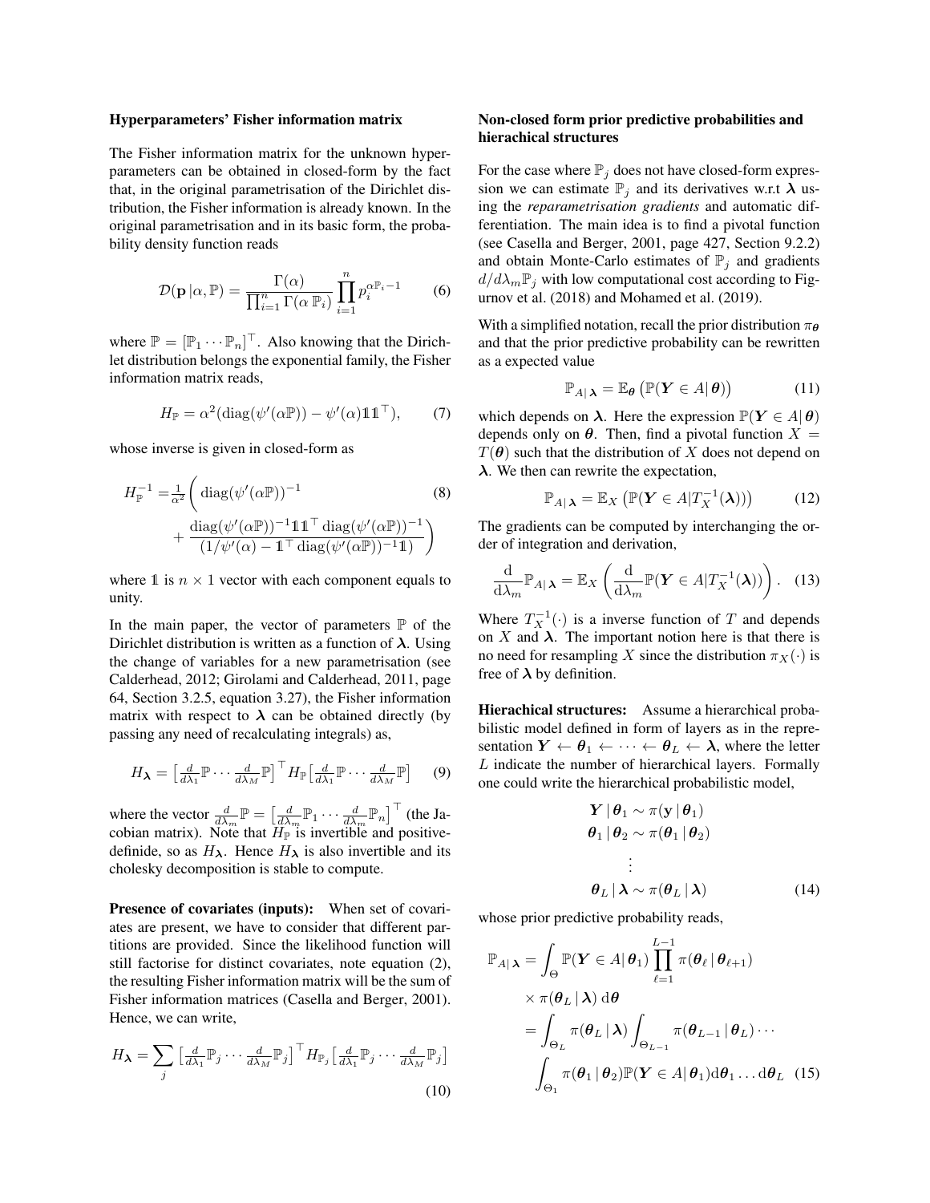### Hyperparameters' Fisher information matrix

The Fisher information matrix for the unknown hyperparameters can be obtained in closed-form by the fact that, in the original parametrisation of the Dirichlet distribution, the Fisher information is already known. In the original parametrisation and in its basic form, the probability density function reads

$$\mathcal{D}(\mathbf{p}\,|\alpha,\mathbb{P}) = \frac{\Gamma(\alpha)}{\prod_{i=1}^{n}\Gamma(\alpha\,\mathbb{P}_i)}\prod_{i=1}^{n} p_i^{\alpha\mathbb{P}_i - 1} \tag{6}$$

where $\mathbb{P} = [\mathbb{P}_1 \cdots \mathbb{P}_n]^\top$. Also knowing that the Dirichlet distribution belongs the exponential family, the Fisher information matrix reads,

$$H_{\mathbb{P}} = \alpha^2(\operatorname{diag}(\psi'(\alpha\mathbb{P})) - \psi'(\alpha)\mathbb{1}\mathbb{1}^\top), \tag{7}$$

whose inverse is given in closed-form as

$$H_{\mathbb{P}}^{-1} = \tfrac{1}{\alpha^2}\Bigg(\operatorname{diag}(\psi'(\alpha\mathbb{P}))^{-1} + \frac{\operatorname{diag}(\psi'(\alpha\mathbb{P}))^{-1}\mathbb{1}\mathbb{1}^\top\operatorname{diag}(\psi'(\alpha\mathbb{P}))^{-1}}{(1/\psi'(\alpha) - \mathbb{1}^\top\operatorname{diag}(\psi'(\alpha\mathbb{P}))^{-1}\mathbb{1})}\Bigg) \tag{8}$$

where $\mathbb{1}$ is $n \times 1$ vector with each component equals to unity.

In the main paper, the vector of parameters $\mathbb{P}$ of the Dirichlet distribution is written as a function of $\boldsymbol{\lambda}$. Using the change of variables for a new parametrisation (see Calderhead, 2012; Girolami and Calderhead, 2011, page 64, Section 3.2.5, equation 3.27), the Fisher information matrix with respect to $\boldsymbol{\lambda}$ can be obtained directly (by passing any need of recalculating integrals) as,

$$H_{\boldsymbol{\lambda}} = \big[\tfrac{d}{d\lambda_1}\mathbb{P}\cdots\tfrac{d}{d\lambda_M}\mathbb{P}\big]^\top H_{\mathbb{P}}\big[\tfrac{d}{d\lambda_1}\mathbb{P}\cdots\tfrac{d}{d\lambda_M}\mathbb{P}\big] \tag{9}$$

where the vector $\frac{d}{d\lambda_m}\mathbb{P} = \big[\frac{d}{d\lambda_m}\mathbb{P}_1\cdots\frac{d}{d\lambda_m}\mathbb{P}_n\big]^\top$ (the Jacobian matrix). Note that $H_{\mathbb{P}}$ is invertible and positive-definide, so as $H_{\boldsymbol{\lambda}}$. Hence $H_{\boldsymbol{\lambda}}$ is also invertible and its cholesky decomposition is stable to compute.

**Presence of covariates (inputs):** When set of covariates are present, we have to consider that different partitions are provided. Since the likelihood function will still factorise for distinct covariates, note equation (2), the resulting Fisher information matrix will be the sum of Fisher information matrices (Casella and Berger, 2001). Hence, we can write,

$$H_{\boldsymbol{\lambda}} = \sum_j \big[\tfrac{d}{d\lambda_1}\mathbb{P}_j\cdots\tfrac{d}{d\lambda_M}\mathbb{P}_j\big]^\top H_{\mathbb{P}_j}\big[\tfrac{d}{d\lambda_1}\mathbb{P}_j\cdots\tfrac{d}{d\lambda_M}\mathbb{P}_j\big] \tag{10}$$

### Non-closed form prior predictive probabilities and hierachical structures

For the case where $\mathbb{P}_j$ does not have closed-form expression we can estimate $\mathbb{P}_j$ and its derivatives w.r.t $\boldsymbol{\lambda}$ using the *reparametrisation gradients* and automatic differentiation. The main idea is to find a pivotal function (see Casella and Berger, 2001, page 427, Section 9.2.2) and obtain Monte-Carlo estimates of $\mathbb{P}_j$ and gradients $d/d\lambda_m\mathbb{P}_j$ with low computational cost according to Figurnov et al. (2018) and Mohamed et al. (2019).

With a simplified notation, recall the prior distribution $\pi_{\boldsymbol{\theta}}$ and that the prior predictive probability can be rewritten as a expected value

$$\mathbb{P}_{A|\,\boldsymbol{\lambda}} = \mathbb{E}_{\boldsymbol{\theta}}\left(\mathbb{P}(\boldsymbol{Y}\in A|\,\boldsymbol{\theta})\right) \tag{11}$$

which depends on $\boldsymbol{\lambda}$. Here the expression $\mathbb{P}(\boldsymbol{Y}\in A|\,\boldsymbol{\theta})$ depends only on $\boldsymbol{\theta}$. Then, find a pivotal function $X = T(\boldsymbol{\theta})$ such that the distribution of $X$ does not depend on $\boldsymbol{\lambda}$. We then can rewrite the expectation,

$$\mathbb{P}_{A|\,\boldsymbol{\lambda}} = \mathbb{E}_X\left(\mathbb{P}(\boldsymbol{Y}\in A|T_X^{-1}(\boldsymbol{\lambda}))\right) \tag{12}$$

The gradients can be computed by interchanging the order of integration and derivation,

$$\frac{\mathrm{d}}{\mathrm{d}\lambda_m}\mathbb{P}_{A|\,\boldsymbol{\lambda}} = \mathbb{E}_X\left(\frac{\mathrm{d}}{\mathrm{d}\lambda_m}\mathbb{P}(\boldsymbol{Y}\in A|T_X^{-1}(\boldsymbol{\lambda}))\right). \tag{13}$$

Where $T_X^{-1}(\cdot)$ is a inverse function of $T$ and depends on $X$ and $\boldsymbol{\lambda}$. The important notion here is that there is no need for resampling $X$ since the distribution $\pi_X(\cdot)$ is free of $\boldsymbol{\lambda}$ by definition.

**Hierachical structures:** Assume a hierarchical probabilistic model defined in form of layers as in the representation $\boldsymbol{Y} \leftarrow \boldsymbol{\theta}_1 \leftarrow \cdots \leftarrow \boldsymbol{\theta}_L \leftarrow \boldsymbol{\lambda}$, where the letter $L$ indicate the number of hierarchical layers. Formally one could write the hierarchical probabilistic model,

$$\begin{aligned}
\boldsymbol{Y}\,|\,\boldsymbol{\theta}_1 &\sim \pi(\mathbf{y}\,|\,\boldsymbol{\theta}_1)\\
\boldsymbol{\theta}_1\,|\,\boldsymbol{\theta}_2 &\sim \pi(\boldsymbol{\theta}_1\,|\,\boldsymbol{\theta}_2)\\
&\vdots\\
\boldsymbol{\theta}_L\,|\,\boldsymbol{\lambda} &\sim \pi(\boldsymbol{\theta}_L\,|\,\boldsymbol{\lambda})
\end{aligned} \tag{14}$$

whose prior predictive probability reads,

$$\begin{aligned}
\mathbb{P}_{A|\,\boldsymbol{\lambda}} &= \int_{\Theta}\mathbb{P}(\boldsymbol{Y}\in A|\,\boldsymbol{\theta}_1)\prod_{\ell=1}^{L-1}\pi(\boldsymbol{\theta}_\ell\,|\,\boldsymbol{\theta}_{\ell+1})\\
&\quad\times\pi(\boldsymbol{\theta}_L\,|\,\boldsymbol{\lambda})\,\mathrm{d}\boldsymbol{\theta}\\
&= \int_{\Theta_L}\pi(\boldsymbol{\theta}_L\,|\,\boldsymbol{\lambda})\int_{\Theta_{L-1}}\pi(\boldsymbol{\theta}_{L-1}\,|\,\boldsymbol{\theta}_L)\cdots\\
&\quad\int_{\Theta_1}\pi(\boldsymbol{\theta}_1\,|\,\boldsymbol{\theta}_2)\mathbb{P}(\boldsymbol{Y}\in A|\,\boldsymbol{\theta}_1)\mathrm{d}\boldsymbol{\theta}_1\ldots\mathrm{d}\boldsymbol{\theta}_L
\end{aligned} \tag{15}$$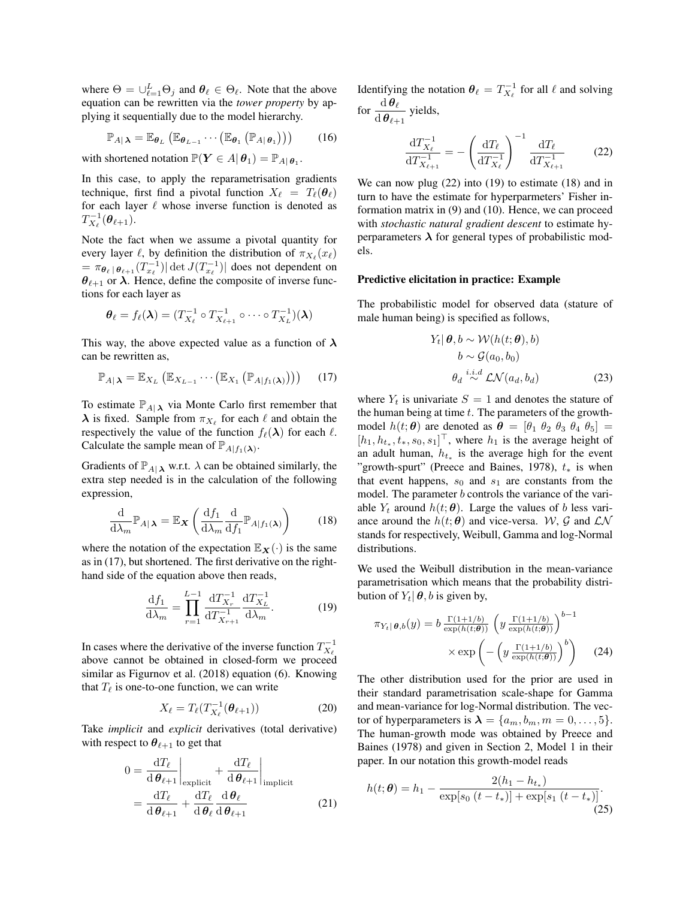where $\Theta = \cup_{\ell=1}^{L} \Theta_j$ and $\boldsymbol{\theta}_\ell \in \Theta_\ell$. Note that the above equation can be rewritten via the *tower property* by applying it sequentially due to the model hierarchy.

$$\mathbb{P}_{A|\,\boldsymbol{\lambda}} = \mathbb{E}_{\boldsymbol{\theta}_L}\left(\mathbb{E}_{\boldsymbol{\theta}_{L-1}} \cdots \left(\mathbb{E}_{\boldsymbol{\theta}_1}\left(\mathbb{P}_{A|\,\boldsymbol{\theta}_1}\right)\right)\right) \tag{16}$$

with shortened notation $\mathbb{P}(\boldsymbol{Y} \in A|\,\boldsymbol{\theta}_1) = \mathbb{P}_{A|\,\boldsymbol{\theta}_1}$.

In this case, to apply the reparametrisation gradients technique, first find a pivotal function $X_\ell = T_\ell(\boldsymbol{\theta}_\ell)$ for each layer $\ell$ whose inverse function is denoted as $T_{X_\ell}^{-1}(\boldsymbol{\theta}_{\ell+1})$.

Note the fact when we assume a pivotal quantity for every layer $\ell$, by definition the distribution of $\pi_{X_\ell}(x_\ell) = \pi_{\boldsymbol{\theta}_\ell\,|\,\boldsymbol{\theta}_{\ell+1}}(T_{x_\ell}^{-1})|\det J(T_{x_\ell}^{-1})|$ does not dependent on $\boldsymbol{\theta}_{\ell+1}$ or $\boldsymbol{\lambda}$. Hence, define the composite of inverse functions for each layer as

$$\boldsymbol{\theta}_\ell = f_\ell(\boldsymbol{\lambda}) = (T_{X_\ell}^{-1} \circ T_{X_{\ell+1}}^{-1} \circ \cdots \circ T_{X_L}^{-1})(\boldsymbol{\lambda})$$

This way, the above expected value as a function of $\boldsymbol{\lambda}$ can be rewritten as,

$$\mathbb{P}_{A|\,\boldsymbol{\lambda}} = \mathbb{E}_{X_L}\left(\mathbb{E}_{X_{L-1}} \cdots \left(\mathbb{E}_{X_1}\left(\mathbb{P}_{A|f_1(\boldsymbol{\lambda})}\right)\right)\right) \tag{17}$$

To estimate $\mathbb{P}_{A|\,\boldsymbol{\lambda}}$ via Monte Carlo first remember that $\boldsymbol{\lambda}$ is fixed. Sample from $\pi_{X_\ell}$ for each $\ell$ and obtain the respectively the value of the function $f_\ell(\boldsymbol{\lambda})$ for each $\ell$. Calculate the sample mean of $\mathbb{P}_{A|f_1(\boldsymbol{\lambda})}$.

Gradients of $\mathbb{P}_{A|\,\boldsymbol{\lambda}}$ w.r.t. $\lambda$ can be obtained similarly, the extra step needed is in the calculation of the following expression,

$$\frac{\mathrm{d}}{\mathrm{d}\lambda_m}\mathbb{P}_{A|\,\boldsymbol{\lambda}} = \mathbb{E}_{\boldsymbol{X}}\left(\frac{\mathrm{d}f_1}{\mathrm{d}\lambda_m}\frac{\mathrm{d}}{\mathrm{d}f_1}\mathbb{P}_{A|f_1(\boldsymbol{\lambda})}\right) \tag{18}$$

where the notation of the expectation $\mathbb{E}_{\boldsymbol{X}}(\cdot)$ is the same as in (17), but shortened. The first derivative on the right-hand side of the equation above then reads,

$$\frac{\mathrm{d}f_1}{\mathrm{d}\lambda_m} = \prod_{r=1}^{L-1}\frac{\mathrm{d}T_{X_r}^{-1}}{\mathrm{d}T_{X_{r+1}}^{-1}}\frac{\mathrm{d}T_{X_L}^{-1}}{\mathrm{d}\lambda_m}. \tag{19}$$

In cases where the derivative of the inverse function $T_{X_\ell}^{-1}$ above cannot be obtained in closed-form we proceed similar as Figurnov et al. (2018) equation (6). Knowing that $T_\ell$ is one-to-one function, we can write

$$X_\ell = T_\ell(T_{X_\ell}^{-1}(\boldsymbol{\theta}_{\ell+1})) \tag{20}$$

Take *implicit* and *explicit* derivatives (total derivative) with respect to $\boldsymbol{\theta}_{\ell+1}$ to get that

$$\begin{aligned} 0 &= \left.\frac{\mathrm{d}T_\ell}{\mathrm{d}\,\boldsymbol{\theta}_{\ell+1}}\right|_{\text{explicit}} + \left.\frac{\mathrm{d}T_\ell}{\mathrm{d}\,\boldsymbol{\theta}_{\ell+1}}\right|_{\text{implicit}} \\ &= \frac{\mathrm{d}T_\ell}{\mathrm{d}\,\boldsymbol{\theta}_{\ell+1}} + \frac{\mathrm{d}T_\ell}{\mathrm{d}\,\boldsymbol{\theta}_\ell}\frac{\mathrm{d}\,\boldsymbol{\theta}_\ell}{\mathrm{d}\,\boldsymbol{\theta}_{\ell+1}} \end{aligned} \tag{21}$$

Identifying the notation $\boldsymbol{\theta}_\ell = T_{X_\ell}^{-1}$ for all $\ell$ and solving for $\dfrac{\mathrm{d}\,\boldsymbol{\theta}_\ell}{\mathrm{d}\,\boldsymbol{\theta}_{\ell+1}}$ yields,

$$\frac{\mathrm{d}T_{X_\ell}^{-1}}{\mathrm{d}T_{X_{\ell+1}}^{-1}} = -\left(\frac{\mathrm{d}T_\ell}{\mathrm{d}T_{X_\ell}^{-1}}\right)^{-1}\frac{\mathrm{d}T_\ell}{\mathrm{d}T_{X_{\ell+1}}^{-1}} \tag{22}$$

We can now plug (22) into (19) to estimate (18) and in turn to have the estimate for hyperparmeters' Fisher information matrix in (9) and (10). Hence, we can proceed with *stochastic natural gradient descent* to estimate hyperparameters $\boldsymbol{\lambda}$ for general types of probabilistic models.

**Predictive elicitation in practice: Example**

The probabilistic model for observed data (stature of male human being) is specified as follows,

$$\begin{aligned} Y_t|\,\boldsymbol{\theta}, b &\sim \mathcal{W}(h(t;\boldsymbol{\theta}), b) \\ b &\sim \mathcal{G}(a_0, b_0) \\ \theta_d &\overset{i.i.d}{\sim} \mathcal{LN}(a_d, b_d) \end{aligned} \tag{23}$$

where $Y_t$ is univariate $S = 1$ and denotes the stature of the human being at time $t$. The parameters of the growth-model $h(t;\boldsymbol{\theta})$ are denoted as $\boldsymbol{\theta} = [\theta_1\ \theta_2\ \theta_3\ \theta_4\ \theta_5] = [h_1, h_{t_*}, t_*, s_0, s_1]^\top$, where $h_1$ is the average height of an adult human, $h_{t_*}$ is the average high for the event "growth-spurt" (Preece and Baines, 1978), $t_*$ is when that event happens, $s_0$ and $s_1$ are constants from the model. The parameter $b$ controls the variance of the variable $Y_t$ around $h(t;\boldsymbol{\theta})$. Large the values of $b$ less variance around the $h(t;\boldsymbol{\theta})$ and vice-versa. $\mathcal{W}$, $\mathcal{G}$ and $\mathcal{LN}$ stands for respectively, Weibull, Gamma and log-Normal distributions.

We used the Weibull distribution in the mean-variance parametrisation which means that the probability distribution of $Y_t|\,\boldsymbol{\theta}, b$ is given by,

$$\pi_{Y_t|\,\boldsymbol{\theta},b}(y) = b\,\frac{\Gamma(1+1/b)}{\exp(h(t;\boldsymbol{\theta}))}\left(y\,\frac{\Gamma(1+1/b)}{\exp(h(t;\boldsymbol{\theta}))}\right)^{b-1} \times \exp\left(-\left(y\,\frac{\Gamma(1+1/b)}{\exp(h(t;\boldsymbol{\theta}))}\right)^{b}\right) \tag{24}$$

The other distribution used for the prior are used in their standard parametrisation scale-shape for Gamma and mean-variance for log-Normal distribution. The vector of hyperparameters is $\boldsymbol{\lambda} = \{a_m, b_m, m = 0, \ldots, 5\}$. The human-growth mode was obtained by Preece and Baines (1978) and given in Section 2, Model 1 in their paper. In our notation this growth-model reads

$$h(t;\boldsymbol{\theta}) = h_1 - \frac{2(h_1 - h_{t_*})}{\exp[s_0\,(t - t_*)] + \exp[s_1\,(t - t_*)]}. \tag{25}$$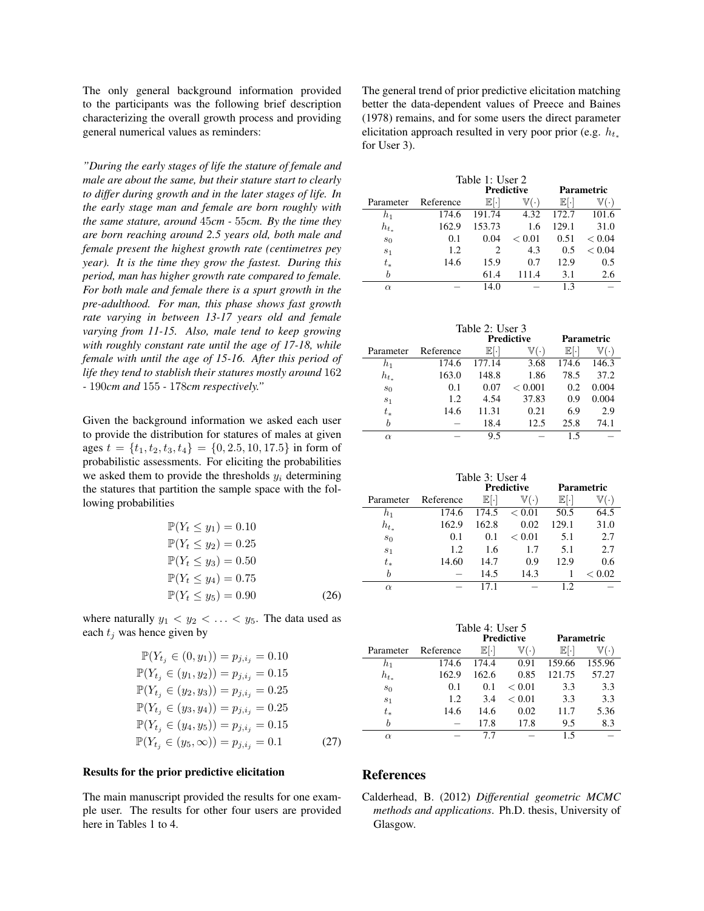The only general background information provided to the participants was the following brief description characterizing the overall growth process and providing general numerical values as reminders:

*"During the early stages of life the stature of female and male are about the same, but their stature start to clearly to differ during growth and in the later stages of life. In the early stage man and female are born roughly with the same stature, around* 45*cm -* 55*cm. By the time they are born reaching around 2.5 years old, both male and female present the highest growth rate (centimetres pey year). It is the time they grow the fastest. During this period, man has higher growth rate compared to female. For both male and female there is a spurt growth in the pre-adulthood. For man, this phase shows fast growth rate varying in between 13-17 years old and female varying from 11-15. Also, male tend to keep growing with roughly constant rate until the age of 17-18, while female with until the age of 15-16. After this period of life they tend to stablish their statures mostly around* 162 *-* 190*cm and* 155 *-* 178*cm respectively."*

Given the background information we asked each user to provide the distribution for statures of males at given ages $t = \{t_1, t_2, t_3, t_4\} = \{0, 2.5, 10, 17.5\}$ in form of probabilistic assessments. For eliciting the probabilities we asked them to provide the thresholds $y_i$ determining the statures that partition the sample space with the following probabilities

$$
\begin{aligned}
\mathbb{P}(Y_t \leq y_1) &= 0.10 \\
\mathbb{P}(Y_t \leq y_2) &= 0.25 \\
\mathbb{P}(Y_t \leq y_3) &= 0.50 \\
\mathbb{P}(Y_t \leq y_4) &= 0.75 \\
\mathbb{P}(Y_t \leq y_5) &= 0.90
\end{aligned}
\tag{26}
$$

where naturally $y_1 < y_2 < \ldots < y_5$. The data used as each $t_j$ was hence given by

$$
\begin{aligned}
\mathbb{P}(Y_{t_j} \in (0, y_1)) &= p_{j,i_j} = 0.10 \\
\mathbb{P}(Y_{t_j} \in (y_1, y_2)) &= p_{j,i_j} = 0.15 \\
\mathbb{P}(Y_{t_j} \in (y_2, y_3)) &= p_{j,i_j} = 0.25 \\
\mathbb{P}(Y_{t_j} \in (y_3, y_4)) &= p_{j,i_j} = 0.25 \\
\mathbb{P}(Y_{t_j} \in (y_4, y_5)) &= p_{j,i_j} = 0.15 \\
\mathbb{P}(Y_{t_j} \in (y_5, \infty)) &= p_{j,i_j} = 0.1
\end{aligned}
\tag{27}
$$

### Results for the prior predictive elicitation

The main manuscript provided the results for one example user. The results for other four users are provided here in Tables 1 to 4.

The general trend of prior predictive elicitation matching better the data-dependent values of Preece and Baines (1978) remains, and for some users the direct parameter elicitation approach resulted in very poor prior (e.g. $h_{t_*}$ for User 3).

Table 1: User 2

| | | **Predictive** | | **Parametric** | |
|---|---|---|---|---|---|
| Parameter | Reference | $\mathbb{E}[\cdot]$ | $\mathbb{V}(\cdot)$ | $\mathbb{E}[\cdot]$ | $\mathbb{V}(\cdot)$ |
| $h_1$ | 174.6 | 191.74 | 4.32 | 172.7 | 101.6 |
| $h_{t_*}$ | 162.9 | 153.73 | 1.6 | 129.1 | 31.0 |
| $s_0$ | 0.1 | 0.04 | $< 0.01$ | 0.51 | $< 0.04$ |
| $s_1$ | 1.2 | 2 | 4.3 | 0.5 | $< 0.04$ |
| $t_*$ | 14.6 | 15.9 | 0.7 | 12.9 | 0.5 |
| $b$ | | 61.4 | 111.4 | 3.1 | 2.6 |
| $\alpha$ | – | 14.0 | – | 1.3 | – |

Table 2: User 3

| | | **Predictive** | | **Parametric** | |
|---|---|---|---|---|---|
| Parameter | Reference | $\mathbb{E}[\cdot]$ | $\mathbb{V}(\cdot)$ | $\mathbb{E}[\cdot]$ | $\mathbb{V}(\cdot)$ |
| $h_1$ | 174.6 | 177.14 | 3.68 | 174.6 | 146.3 |
| $h_{t_*}$ | 163.0 | 148.8 | 1.86 | 78.5 | 37.2 |
| $s_0$ | 0.1 | 0.07 | $< 0.001$ | 0.2 | 0.004 |
| $s_1$ | 1.2 | 4.54 | 37.83 | 0.9 | 0.004 |
| $t_*$ | 14.6 | 11.31 | 0.21 | 6.9 | 2.9 |
| $b$ | – | 18.4 | 12.5 | 25.8 | 74.1 |
| $\alpha$ | – | 9.5 | – | 1.5 | – |

Table 3: User 4

| | | **Predictive** | | **Parametric** | |
|---|---|---|---|---|---|
| Parameter | Reference | $\mathbb{E}[\cdot]$ | $\mathbb{V}(\cdot)$ | $\mathbb{E}[\cdot]$ | $\mathbb{V}(\cdot)$ |
| $h_1$ | 174.6 | 174.5 | $< 0.01$ | 50.5 | 64.5 |
| $h_{t_*}$ | 162.9 | 162.8 | 0.02 | 129.1 | 31.0 |
| $s_0$ | 0.1 | 0.1 | $< 0.01$ | 5.1 | 2.7 |
| $s_1$ | 1.2 | 1.6 | 1.7 | 5.1 | 2.7 |
| $t_*$ | 14.60 | 14.7 | 0.9 | 12.9 | 0.6 |
| $b$ | – | 14.5 | 14.3 | 1 | $< 0.02$ |
| $\alpha$ | – | 17.1 | – | 1.2 | – |

Table 4: User 5

| | | **Predictive** | | **Parametric** | |
|---|---|---|---|---|---|
| Parameter | Reference | $\mathbb{E}[\cdot]$ | $\mathbb{V}(\cdot)$ | $\mathbb{E}[\cdot]$ | $\mathbb{V}(\cdot)$ |
| $h_1$ | 174.6 | 174.4 | 0.91 | 159.66 | 155.96 |
| $h_{t_*}$ | 162.9 | 162.6 | 0.85 | 121.75 | 57.27 |
| $s_0$ | 0.1 | 0.1 | $< 0.01$ | 3.3 | 3.3 |
| $s_1$ | 1.2 | 3.4 | $< 0.01$ | 3.3 | 3.3 |
| $t_*$ | 14.6 | 14.6 | 0.02 | 11.7 | 5.36 |
| $b$ | – | 17.8 | 17.8 | 9.5 | 8.3 |
| $\alpha$ | – | 7.7 | – | 1.5 | – |

## References

Calderhead, B. (2012) *Differential geometric MCMC methods and applications*. Ph.D. thesis, University of Glasgow.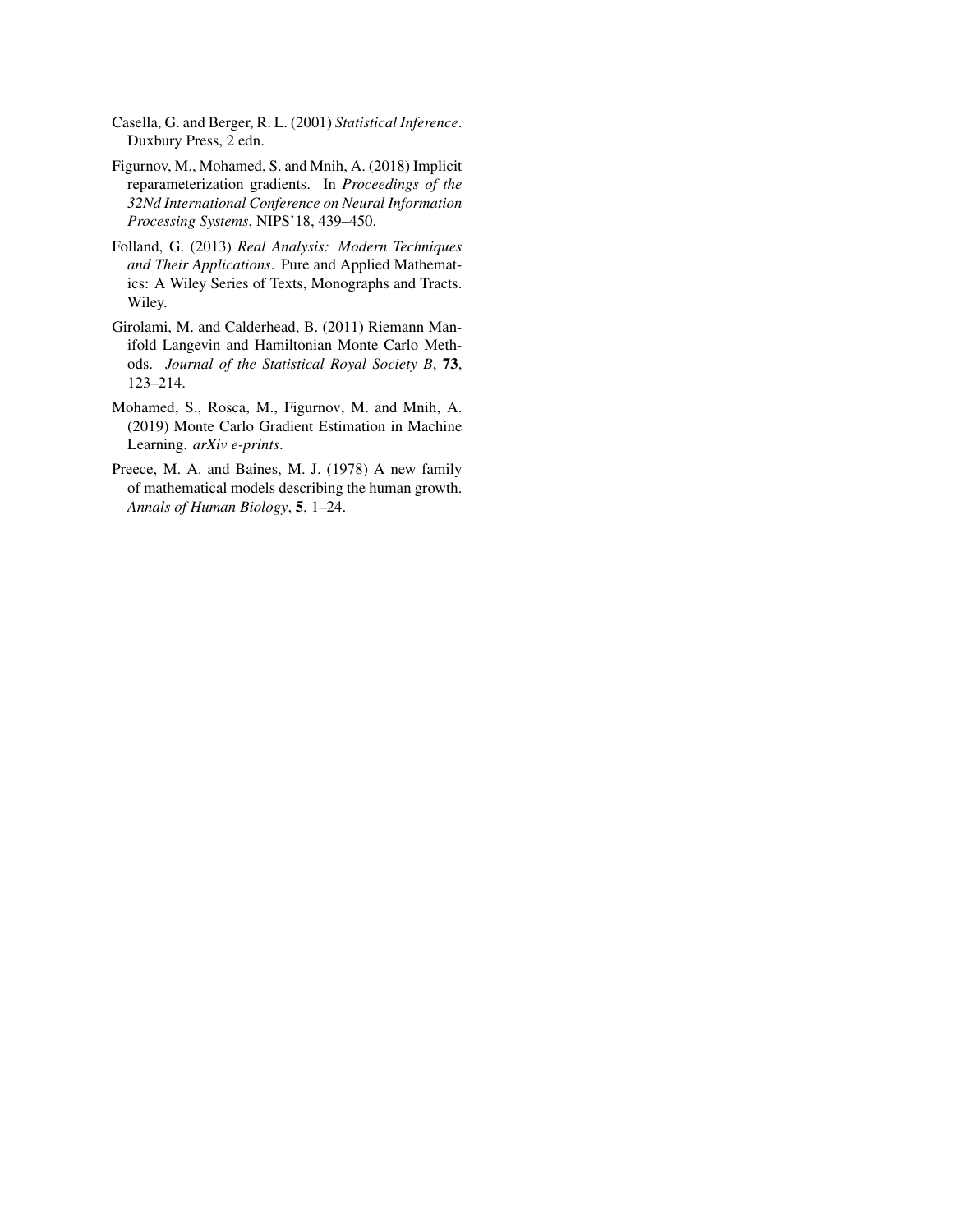Casella, G. and Berger, R. L. (2001) *Statistical Inference*. Duxbury Press, 2 edn.

Figurnov, M., Mohamed, S. and Mnih, A. (2018) Implicit reparameterization gradients. In *Proceedings of the 32Nd International Conference on Neural Information Processing Systems*, NIPS'18, 439–450.

Folland, G. (2013) *Real Analysis: Modern Techniques and Their Applications*. Pure and Applied Mathematics: A Wiley Series of Texts, Monographs and Tracts. Wiley.

Girolami, M. and Calderhead, B. (2011) Riemann Manifold Langevin and Hamiltonian Monte Carlo Methods. *Journal of the Statistical Royal Society B*, **73**, 123–214.

Mohamed, S., Rosca, M., Figurnov, M. and Mnih, A. (2019) Monte Carlo Gradient Estimation in Machine Learning. *arXiv e-prints*.

Preece, M. A. and Baines, M. J. (1978) A new family of mathematical models describing the human growth. *Annals of Human Biology*, **5**, 1–24.